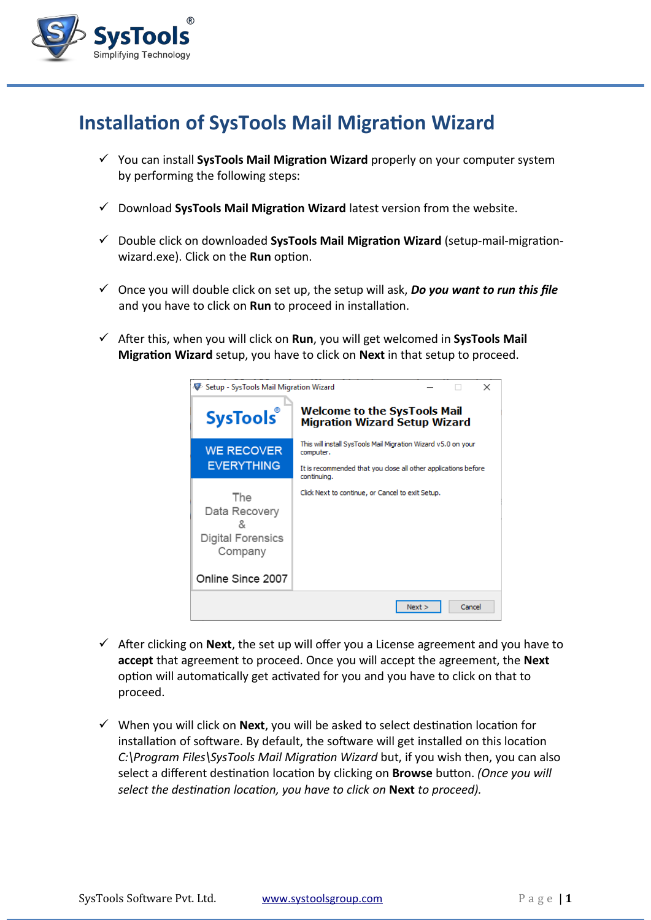# Installation of SysTools Mail Migration Wizard

- ✓ You can install **SysTools Mail Migration Wizard** properly on your computer system by performing the following steps:

- ✓ Download **SysTools Mail Migration Wizard** latest version from the website.

- ✓ Double click on downloaded **SysTools Mail Migration Wizard** (setup-mail-migration-wizard.exe). Click on the **Run** option.

- ✓ Once you will double click on set up, the setup will ask, ***Do you want to run this file*** and you have to click on **Run** to proceed in installation.

- ✓ After this, when you will click on **Run**, you will get welcomed in **SysTools Mail Migration Wizard** setup, you have to click on **Next** in that setup to proceed.

- ✓ After clicking on **Next**, the set up will offer you a License agreement and you have to **accept** that agreement to proceed. Once you will accept the agreement, the **Next** option will automatically get activated for you and you have to click on that to proceed.

- ✓ When you will click on **Next**, you will be asked to select destination location for installation of software. By default, the software will get installed on this location *C:\Program Files\SysTools Mail Migration Wizard* but, if you wish then, you can also select a different destination location by clicking on **Browse** button. *(Once you will select the destination location, you have to click on* ***Next*** *to proceed).*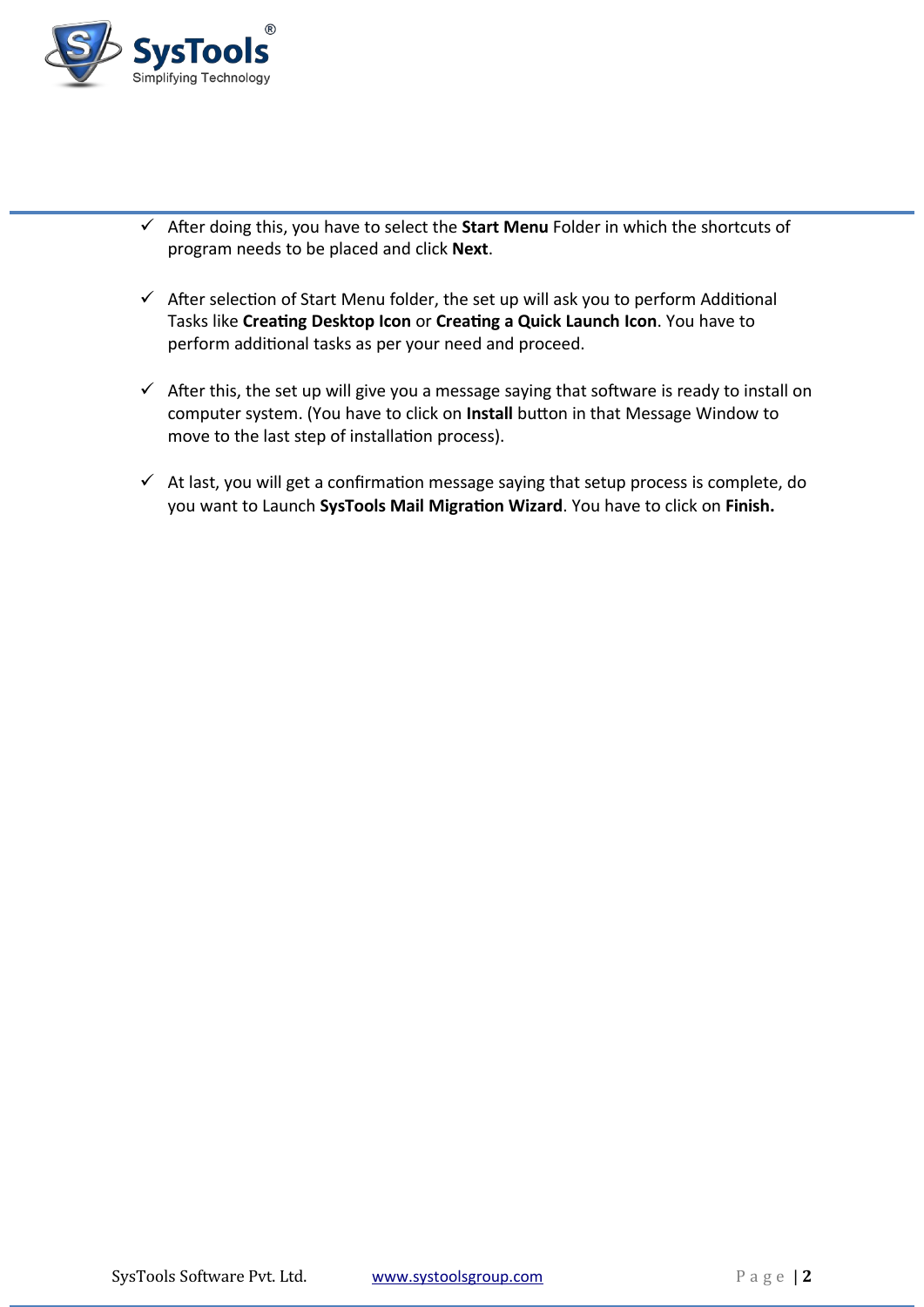- ✓ After doing this, you have to select the **Start Menu** Folder in which the shortcuts of program needs to be placed and click **Next**.

- ✓ After selection of Start Menu folder, the set up will ask you to perform Additional Tasks like **Creating Desktop Icon** or **Creating a Quick Launch Icon**. You have to perform additional tasks as per your need and proceed.

- ✓ After this, the set up will give you a message saying that software is ready to install on computer system. (You have to click on **Install** button in that Message Window to move to the last step of installation process).

- ✓ At last, you will get a confirmation message saying that setup process is complete, do you want to Launch **SysTools Mail Migration Wizard**. You have to click on **Finish.**